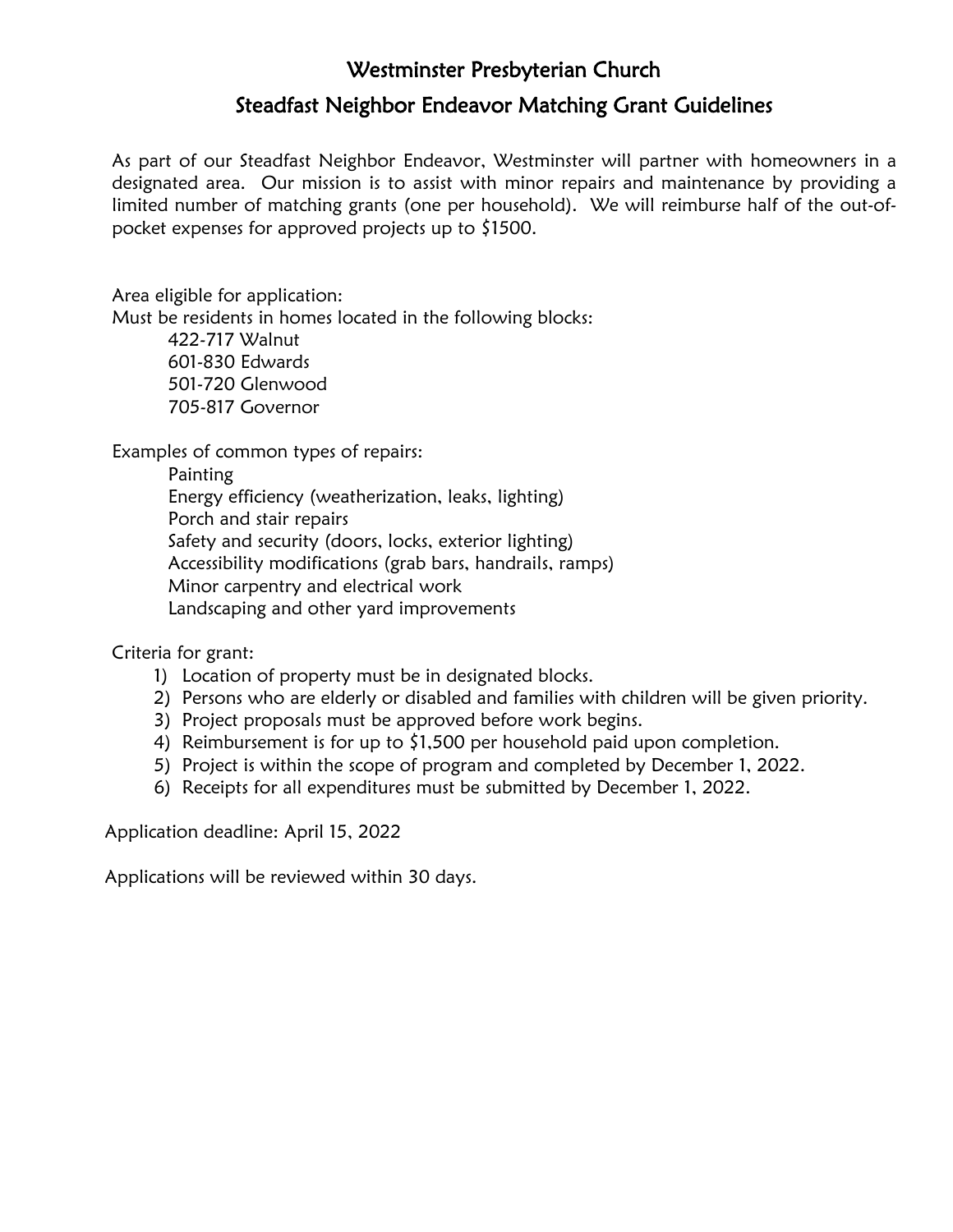# Westminster Presbyterian Church

## Steadfast Neighbor Endeavor Matching Grant Guidelines

As part of our Steadfast Neighbor Endeavor, Westminster will partner with homeowners in a designated area. Our mission is to assist with minor repairs and maintenance by providing a limited number of matching grants (one per household). We will reimburse half of the out-of-pocket expenses for approved projects up to $1500.

Area eligible for application:
Must be residents in homes located in the following blocks:

- 422-717 Walnut
- 601-830 Edwards
- 501-720 Glenwood
- 705-817 Governor

Examples of common types of repairs:

- Painting
- Energy efficiency (weatherization, leaks, lighting)
- Porch and stair repairs
- Safety and security (doors, locks, exterior lighting)
- Accessibility modifications (grab bars, handrails, ramps)
- Minor carpentry and electrical work
- Landscaping and other yard improvements

Criteria for grant:

1) Location of property must be in designated blocks.
2) Persons who are elderly or disabled and families with children will be given priority.
3) Project proposals must be approved before work begins.
4) Reimbursement is for up to $1,500 per household paid upon completion.
5) Project is within the scope of program and completed by December 1, 2022.
6) Receipts for all expenditures must be submitted by December 1, 2022.

Application deadline: April 15, 2022

Applications will be reviewed within 30 days.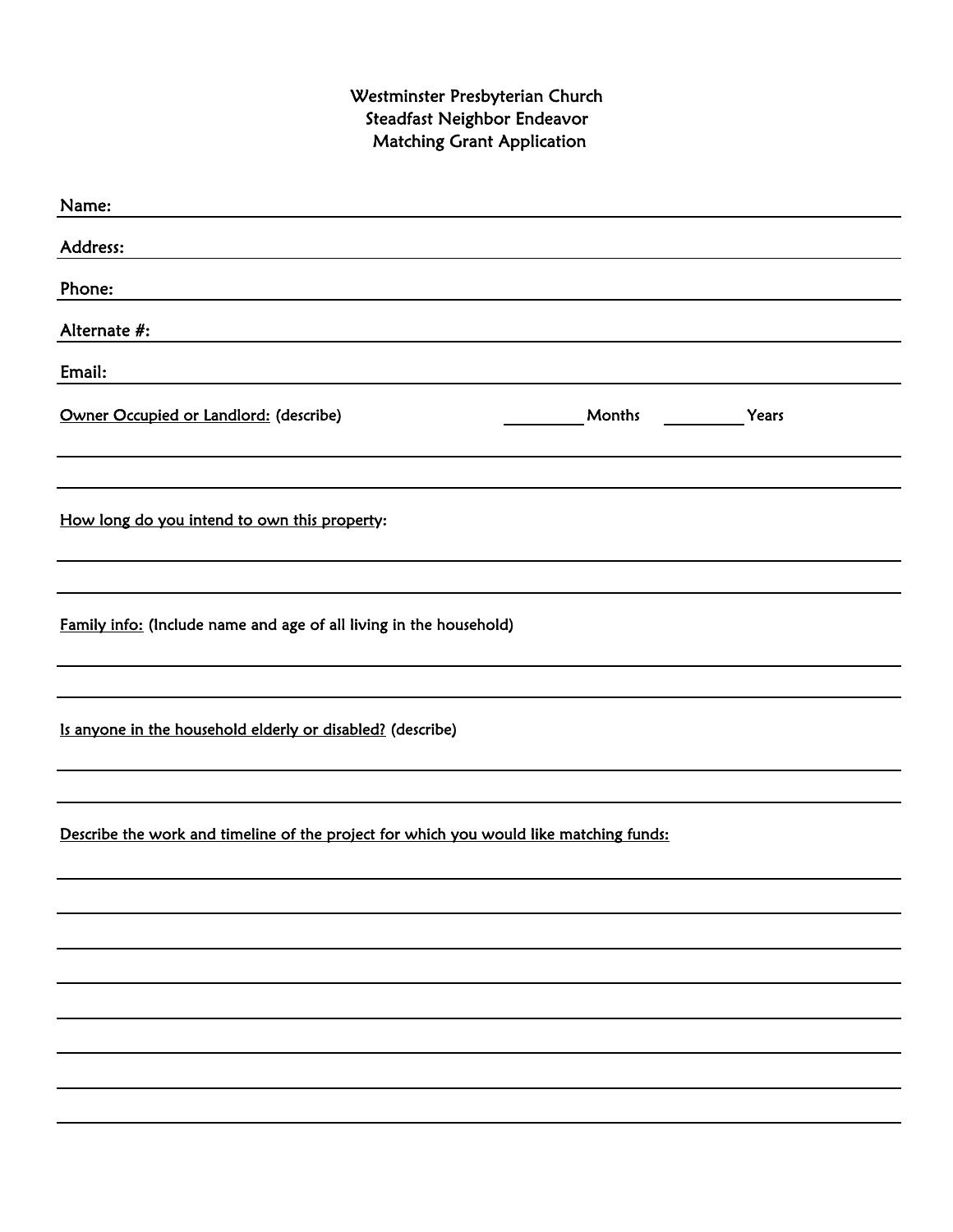Westminster Presbyterian Church
Steadfast Neighbor Endeavor
Matching Grant Application

Name: ______________________________________________

Address: ______________________________________________

Phone: ______________________________________________

Alternate #: ______________________________________________

Email: ______________________________________________

Owner Occupied or Landlord: (describe) __________ Months __________ Years

______________________________________________

______________________________________________

How long do you intend to own this property:

______________________________________________

______________________________________________

Family info: (Include name and age of all living in the household)

______________________________________________

______________________________________________

Is anyone in the household elderly or disabled? (describe)

______________________________________________

______________________________________________

Describe the work and timeline of the project for which you would like matching funds:

______________________________________________

______________________________________________

______________________________________________

______________________________________________

______________________________________________

______________________________________________

______________________________________________

______________________________________________